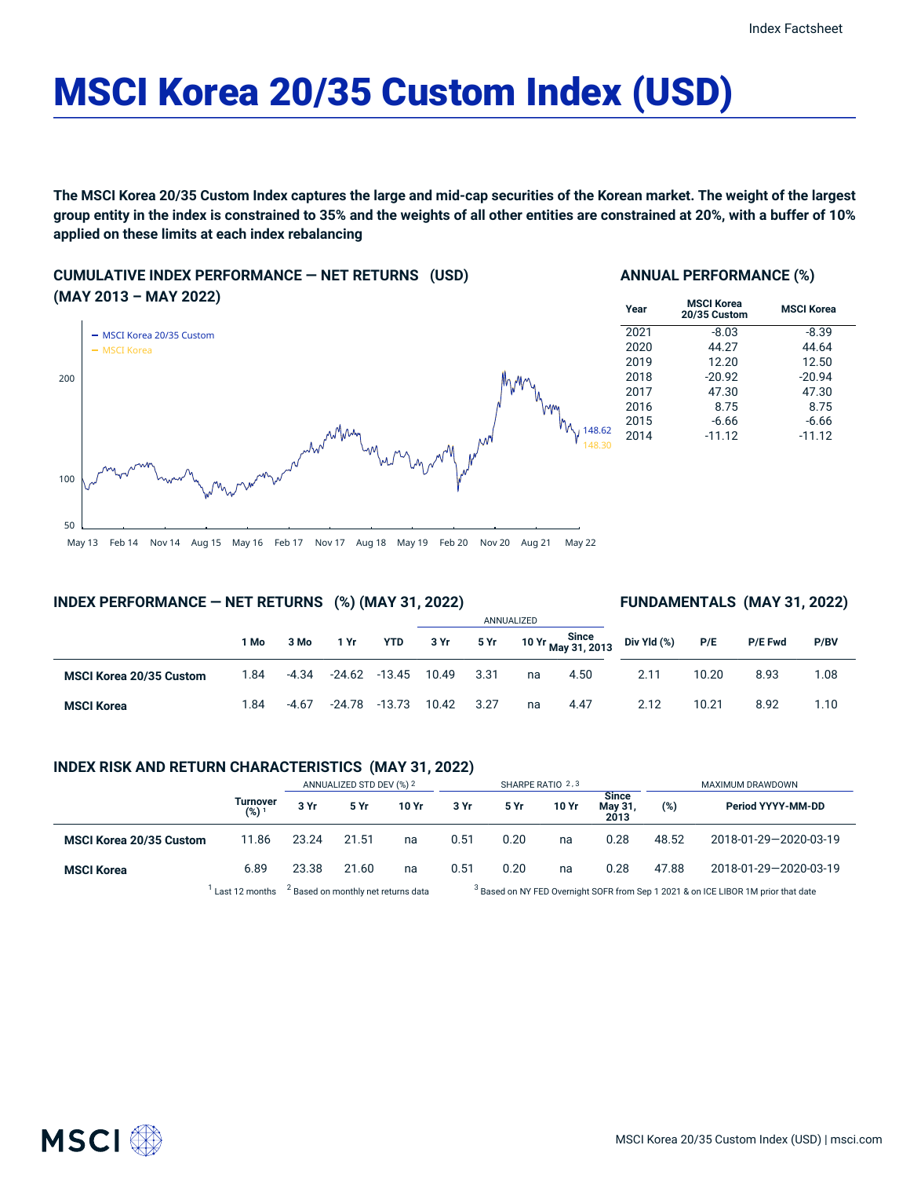# MSCI Korea 20/35 Custom Index (USD)

**The MSCI Korea 20/35 Custom Index captures the large and mid-cap securities of the Korean market. The weight of the largest group entity in the index is constrained to 35% and the weights of all other entities are constrained at 20%, with a buffer of 10% applied on these limits at each index rebalancing**

## CUMULATIVE INDEX PERFORMANCE — NET RETURNS (USD) (MAY 2013 – MAY 2022)

- MSCI Korea 20/35 Custom: 148.62
- MSCI Korea: 148.30

## ANNUAL PERFORMANCE (%)

| Year | MSCI Korea 20/35 Custom | MSCI Korea |
|---|---|---|
| 2021 | -8.03 | -8.39 |
| 2020 | 44.27 | 44.64 |
| 2019 | 12.20 | 12.50 |
| 2018 | -20.92 | -20.94 |
| 2017 | 47.30 | 47.30 |
| 2016 | 8.75 | 8.75 |
| 2015 | -6.66 | -6.66 |
| 2014 | -11.12 | -11.12 |

## INDEX PERFORMANCE — NET RETURNS (%) (MAY 31, 2022)

| | | | | | ANNUALIZED | | | |
|---|---|---|---|---|---|---|---|---|
| | 1 Mo | 3 Mo | 1 Yr | YTD | 3 Yr | 5 Yr | 10 Yr | Since May 31, 2013 |
| **MSCI Korea 20/35 Custom** | 1.84 | -4.34 | -24.62 | -13.45 | 10.49 | 3.31 | na | 4.50 |
| **MSCI Korea** | 1.84 | -4.67 | -24.78 | -13.73 | 10.42 | 3.27 | na | 4.47 |

## FUNDAMENTALS (MAY 31, 2022)

| | Div Yld (%) | P/E | P/E Fwd | P/BV |
|---|---|---|---|---|
| **MSCI Korea 20/35 Custom** | 2.11 | 10.20 | 8.93 | 1.08 |
| **MSCI Korea** | 2.12 | 10.21 | 8.92 | 1.10 |

## INDEX RISK AND RETURN CHARACTERISTICS (MAY 31, 2022)

| | | ANNUALIZED STD DEV (%) [2] | | | SHARPE RATIO [2,3] | | | | MAXIMUM DRAWDOWN | |
|---|---|---|---|---|---|---|---|---|---|---|
| | Turnover (%) [1] | 3 Yr | 5 Yr | 10 Yr | 3 Yr | 5 Yr | 10 Yr | Since May 31, 2013 | (%) | Period YYYY-MM-DD |
| **MSCI Korea 20/35 Custom** | 11.86 | 23.24 | 21.51 | na | 0.51 | 0.20 | na | 0.28 | 48.52 | 2018-01-29—2020-03-19 |
| **MSCI Korea** | 6.89 | 23.38 | 21.60 | na | 0.51 | 0.20 | na | 0.28 | 47.88 | 2018-01-29—2020-03-19 |

[1] Last 12 months [2] Based on monthly net returns data [3] Based on NY FED Overnight SOFR from Sep 1 2021 & on ICE LIBOR 1M prior that date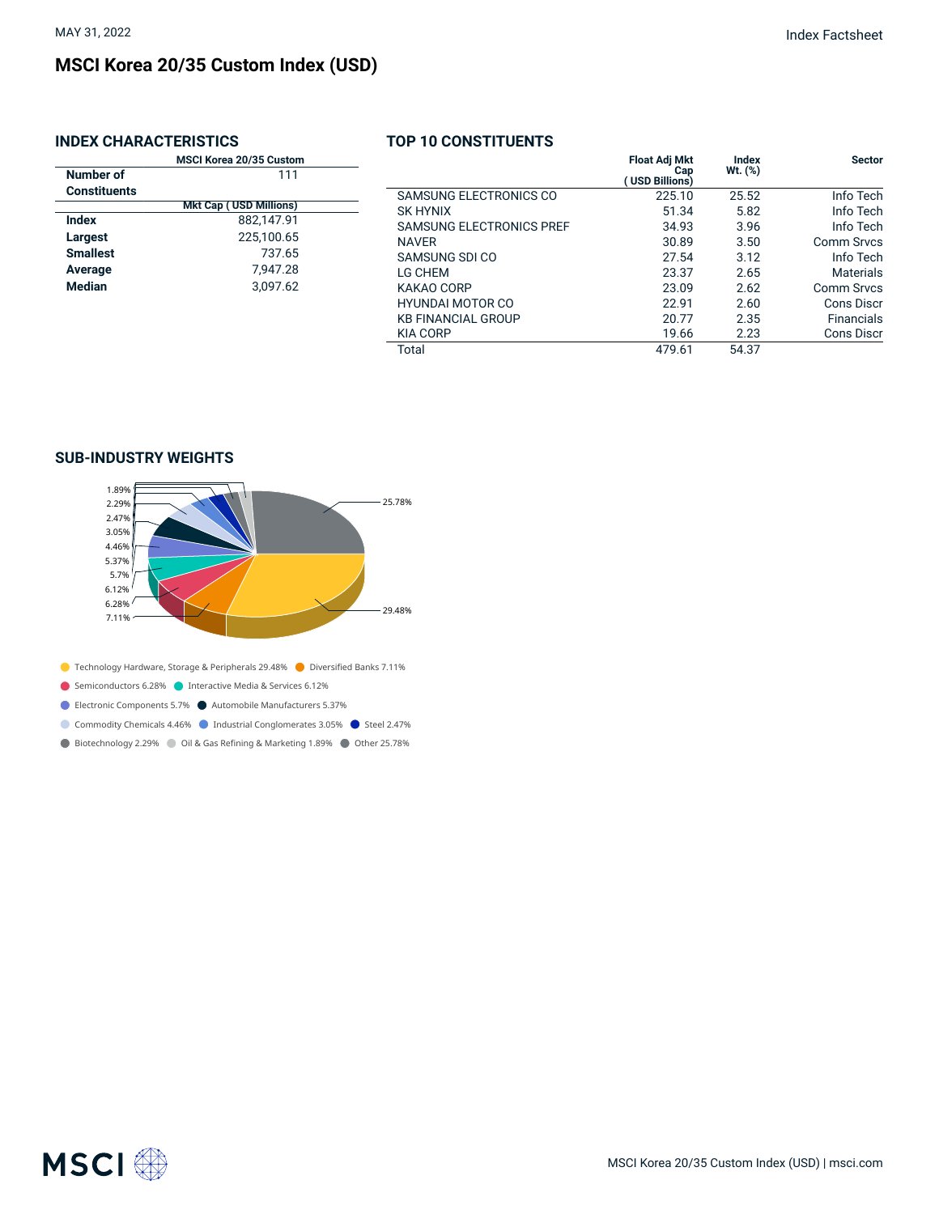MAY 31, 2022

# MSCI Korea 20/35 Custom Index (USD)

## INDEX CHARACTERISTICS

| | MSCI Korea 20/35 Custom |
|---|---|
| **Number of Constituents** | 111 |
| | **Mkt Cap ( USD Millions)** |
| **Index** | 882,147.91 |
| **Largest** | 225,100.65 |
| **Smallest** | 737.65 |
| **Average** | 7,947.28 |
| **Median** | 3,097.62 |

## TOP 10 CONSTITUENTS

| | Float Adj Mkt Cap ( USD Billions) | Index Wt. (%) | Sector |
|---|---|---|---|
| SAMSUNG ELECTRONICS CO | 225.10 | 25.52 | Info Tech |
| SK HYNIX | 51.34 | 5.82 | Info Tech |
| SAMSUNG ELECTRONICS PREF | 34.93 | 3.96 | Info Tech |
| NAVER | 30.89 | 3.50 | Comm Srvcs |
| SAMSUNG SDI CO | 27.54 | 3.12 | Info Tech |
| LG CHEM | 23.37 | 2.65 | Materials |
| KAKAO CORP | 23.09 | 2.62 | Comm Srvcs |
| HYUNDAI MOTOR CO | 22.91 | 2.60 | Cons Discr |
| KB FINANCIAL GROUP | 20.77 | 2.35 | Financials |
| KIA CORP | 19.66 | 2.23 | Cons Discr |
| Total | 479.61 | 54.37 | |

## SUB-INDUSTRY WEIGHTS

- Technology Hardware, Storage & Peripherals 29.48%
- Diversified Banks 7.11%
- Semiconductors 6.28%
- Interactive Media & Services 6.12%
- Electronic Components 5.7%
- Automobile Manufacturers 5.37%
- Commodity Chemicals 4.46%
- Industrial Conglomerates 3.05%
- Steel 2.47%
- Biotechnology 2.29%
- Oil & Gas Refining & Marketing 1.89%
- Other 25.78%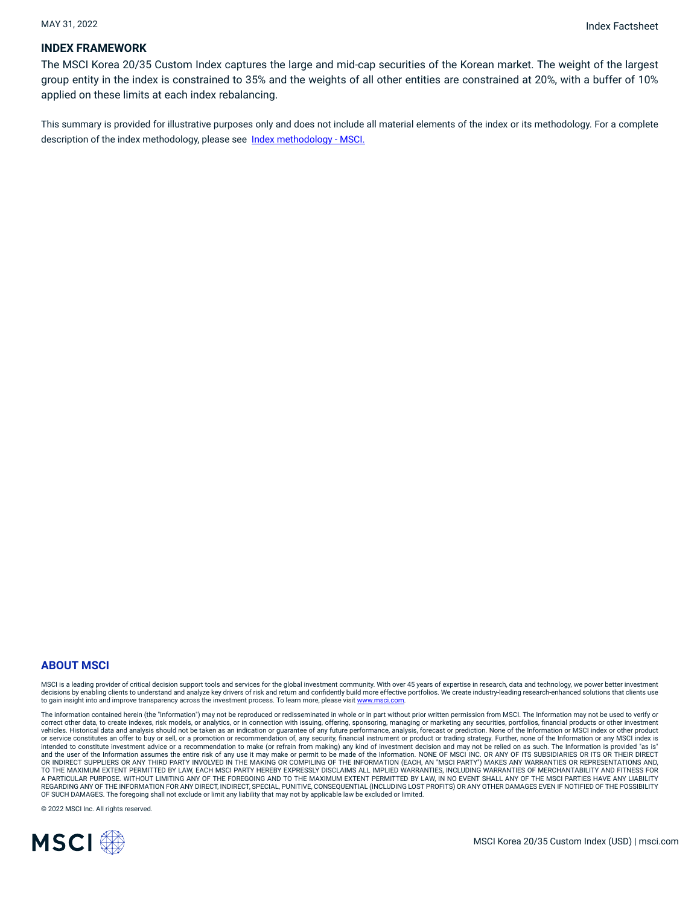## INDEX FRAMEWORK

The MSCI Korea 20/35 Custom Index captures the large and mid-cap securities of the Korean market. The weight of the largest group entity in the index is constrained to 35% and the weights of all other entities are constrained at 20%, with a buffer of 10% applied on these limits at each index rebalancing.

This summary is provided for illustrative purposes only and does not include all material elements of the index or its methodology. For a complete description of the index methodology, please see [Index methodology - MSCI.](https://www.msci.com)

## ABOUT MSCI

MSCI is a leading provider of critical decision support tools and services for the global investment community. With over 45 years of expertise in research, data and technology, we power better investment decisions by enabling clients to understand and analyze key drivers of risk and return and confidently build more effective portfolios. We create industry-leading research-enhanced solutions that clients use to gain insight into and improve transparency across the investment process. To learn more, please visit [www.msci.com](http://www.msci.com).

The information contained herein (the "Information") may not be reproduced or redisseminated in whole or in part without prior written permission from MSCI. The Information may not be used to verify or correct other data, to create indexes, risk models, or analytics, or in connection with issuing, offering, sponsoring, managing or marketing any securities, portfolios, financial products or other investment vehicles. Historical data and analysis should not be taken as an indication or guarantee of any future performance, analysis, forecast or prediction. None of the Information or MSCI index or other product or service constitutes an offer to buy or sell, or a promotion or recommendation of, any security, financial instrument or product or trading strategy. Further, none of the Information or any MSCI index is intended to constitute investment advice or a recommendation to make (or refrain from making) any kind of investment decision and may not be relied on as such. The Information is provided "as is" and the user of the Information assumes the entire risk of any use it may make or permit to be made of the Information. NONE OF MSCI INC. OR ANY OF ITS SUBSIDIARIES OR ITS OR THEIR DIRECT OR INDIRECT SUPPLIERS OR ANY THIRD PARTY INVOLVED IN THE MAKING OR COMPILING OF THE INFORMATION (EACH, AN "MSCI PARTY") MAKES ANY WARRANTIES OR REPRESENTATIONS AND, TO THE MAXIMUM EXTENT PERMITTED BY LAW, EACH MSCI PARTY HEREBY EXPRESSLY DISCLAIMS ALL IMPLIED WARRANTIES, INCLUDING WARRANTIES OF MERCHANTABILITY AND FITNESS FOR A PARTICULAR PURPOSE. WITHOUT LIMITING ANY OF THE FOREGOING AND TO THE MAXIMUM EXTENT PERMITTED BY LAW, IN NO EVENT SHALL ANY OF THE MSCI PARTIES HAVE ANY LIABILITY REGARDING ANY OF THE INFORMATION FOR ANY DIRECT, INDIRECT, SPECIAL, PUNITIVE, CONSEQUENTIAL (INCLUDING LOST PROFITS) OR ANY OTHER DAMAGES EVEN IF NOTIFIED OF THE POSSIBILITY OF SUCH DAMAGES. The foregoing shall not exclude or limit any liability that may not by applicable law be excluded or limited.

© 2022 MSCI Inc. All rights reserved.